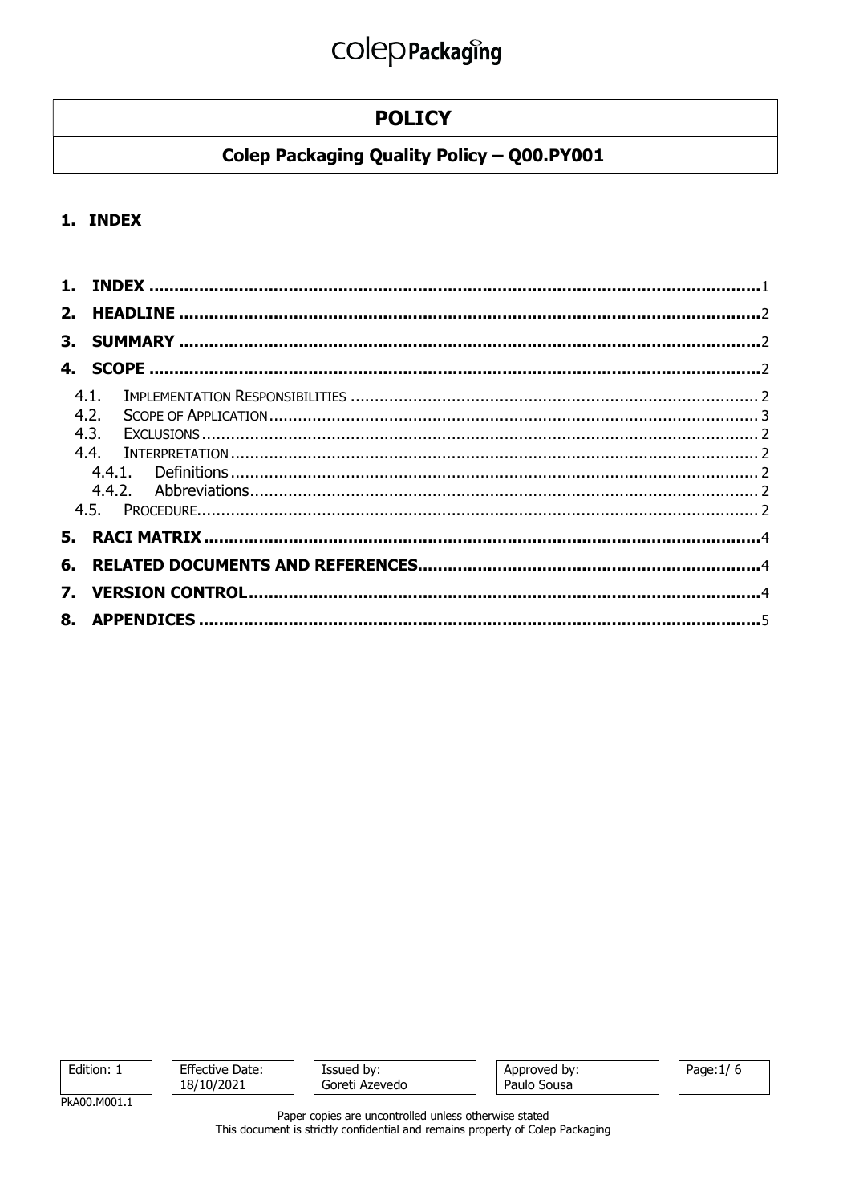# POLICY

## Colep Packaging Quality Policy – Q00.PY001

## 1. INDEX

1. **INDEX** .......... 1
2. **HEADLINE** .......... 2
3. **SUMMARY** .......... 2
4. **SCOPE** .......... 2
   - 4.1. IMPLEMENTATION RESPONSIBILITIES .......... 2
   - 4.2. SCOPE OF APPLICATION .......... 3
   - 4.3. EXCLUSIONS .......... 2
   - 4.4. INTERPRETATION .......... 2
     - 4.4.1. Definitions .......... 2
     - 4.4.2. Abbreviations .......... 2
   - 4.5. PROCEDURE .......... 2
5. **RACI MATRIX** .......... 4
6. **RELATED DOCUMENTS AND REFERENCES** .......... 4
7. **VERSION CONTROL** .......... 4
8. **APPENDICES** .......... 5

| Edition: 1 | Effective Date: 18/10/2021 | Issued by: Goreti Azevedo | Approved by: Paulo Sousa |
|---|---|---|---|

PkA00.M001.1

Paper copies are uncontrolled unless otherwise stated
This document is strictly confidential and remains property of Colep Packaging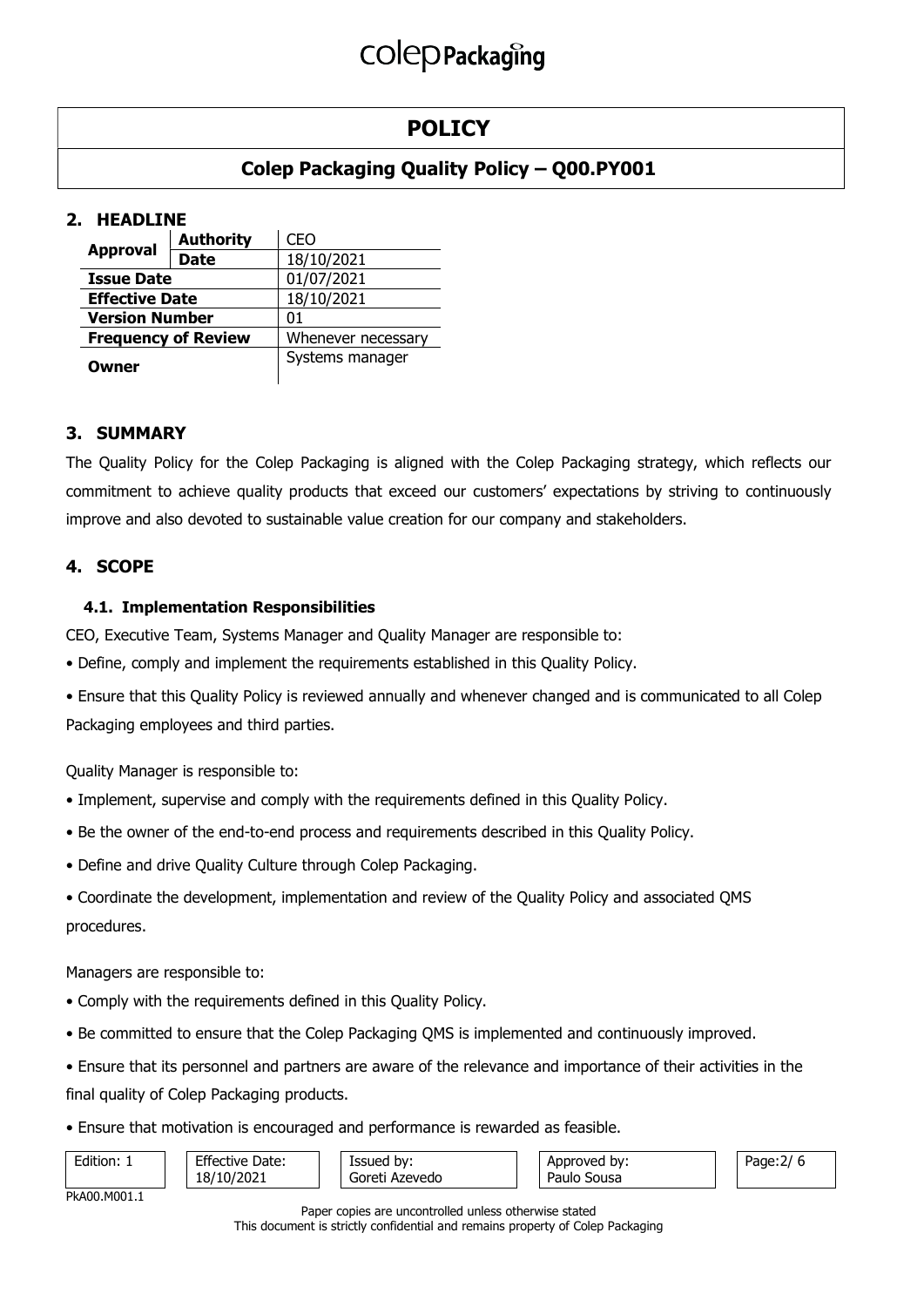# POLICY

## Colep Packaging Quality Policy – Q00.PY001

## 2. HEADLINE

| | | |
|---|---|---|
| **Approval** | **Authority** | CEO |
| | **Date** | 18/10/2021 |
| **Issue Date** | | 01/07/2021 |
| **Effective Date** | | 18/10/2021 |
| **Version Number** | | 01 |
| **Frequency of Review** | | Whenever necessary |
| **Owner** | | Systems manager |

## 3. SUMMARY

The Quality Policy for the Colep Packaging is aligned with the Colep Packaging strategy, which reflects our commitment to achieve quality products that exceed our customers' expectations by striving to continuously improve and also devoted to sustainable value creation for our company and stakeholders.

## 4. SCOPE

### 4.1. Implementation Responsibilities

CEO, Executive Team, Systems Manager and Quality Manager are responsible to:

- Define, comply and implement the requirements established in this Quality Policy.
- Ensure that this Quality Policy is reviewed annually and whenever changed and is communicated to all Colep Packaging employees and third parties.

Quality Manager is responsible to:

- Implement, supervise and comply with the requirements defined in this Quality Policy.
- Be the owner of the end-to-end process and requirements described in this Quality Policy.
- Define and drive Quality Culture through Colep Packaging.
- Coordinate the development, implementation and review of the Quality Policy and associated QMS procedures.

Managers are responsible to:

- Comply with the requirements defined in this Quality Policy.
- Be committed to ensure that the Colep Packaging QMS is implemented and continuously improved.
- Ensure that its personnel and partners are aware of the relevance and importance of their activities in the final quality of Colep Packaging products.
- Ensure that motivation is encouraged and performance is rewarded as feasible.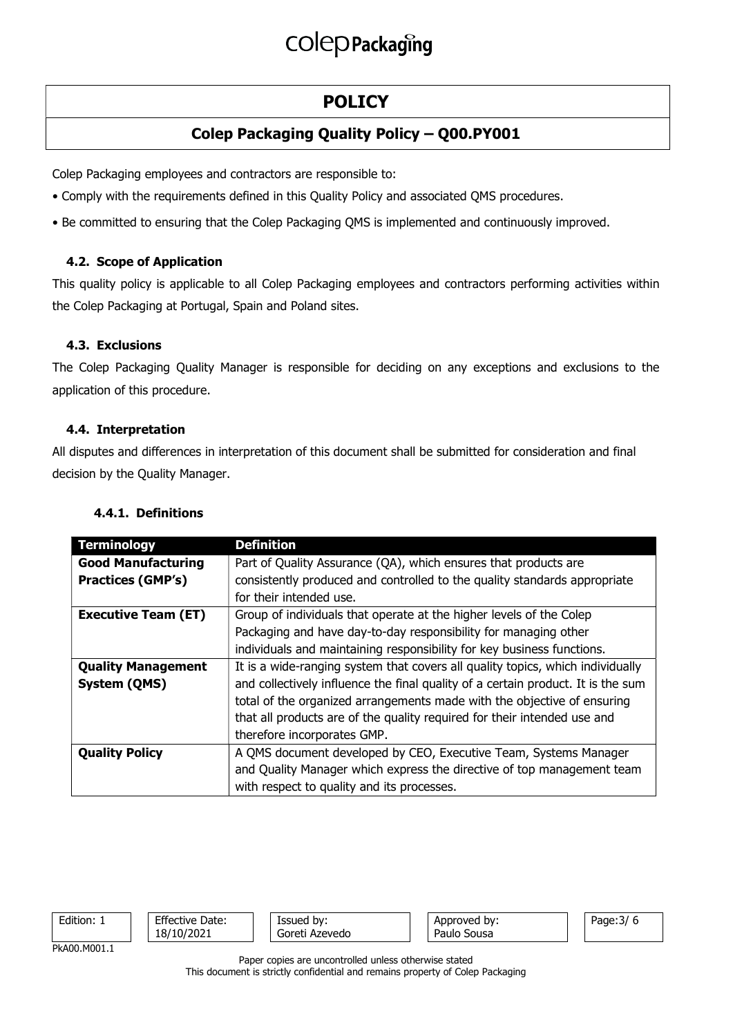Colep Packaging employees and contractors are responsible to:

- Comply with the requirements defined in this Quality Policy and associated QMS procedures.
- Be committed to ensuring that the Colep Packaging QMS is implemented and continuously improved.

### 4.2. Scope of Application

This quality policy is applicable to all Colep Packaging employees and contractors performing activities within the Colep Packaging at Portugal, Spain and Poland sites.

### 4.3. Exclusions

The Colep Packaging Quality Manager is responsible for deciding on any exceptions and exclusions to the application of this procedure.

### 4.4. Interpretation

All disputes and differences in interpretation of this document shall be submitted for consideration and final decision by the Quality Manager.

#### 4.4.1. Definitions

| Terminology | Definition |
|---|---|
| **Good Manufacturing Practices (GMP's)** | Part of Quality Assurance (QA), which ensures that products are consistently produced and controlled to the quality standards appropriate for their intended use. |
| **Executive Team (ET)** | Group of individuals that operate at the higher levels of the Colep Packaging and have day-to-day responsibility for managing other individuals and maintaining responsibility for key business functions. |
| **Quality Management System (QMS)** | It is a wide-ranging system that covers all quality topics, which individually and collectively influence the final quality of a certain product. It is the sum total of the organized arrangements made with the objective of ensuring that all products are of the quality required for their intended use and therefore incorporates GMP. |
| **Quality Policy** | A QMS document developed by CEO, Executive Team, Systems Manager and Quality Manager which express the directive of top management team with respect to quality and its processes. |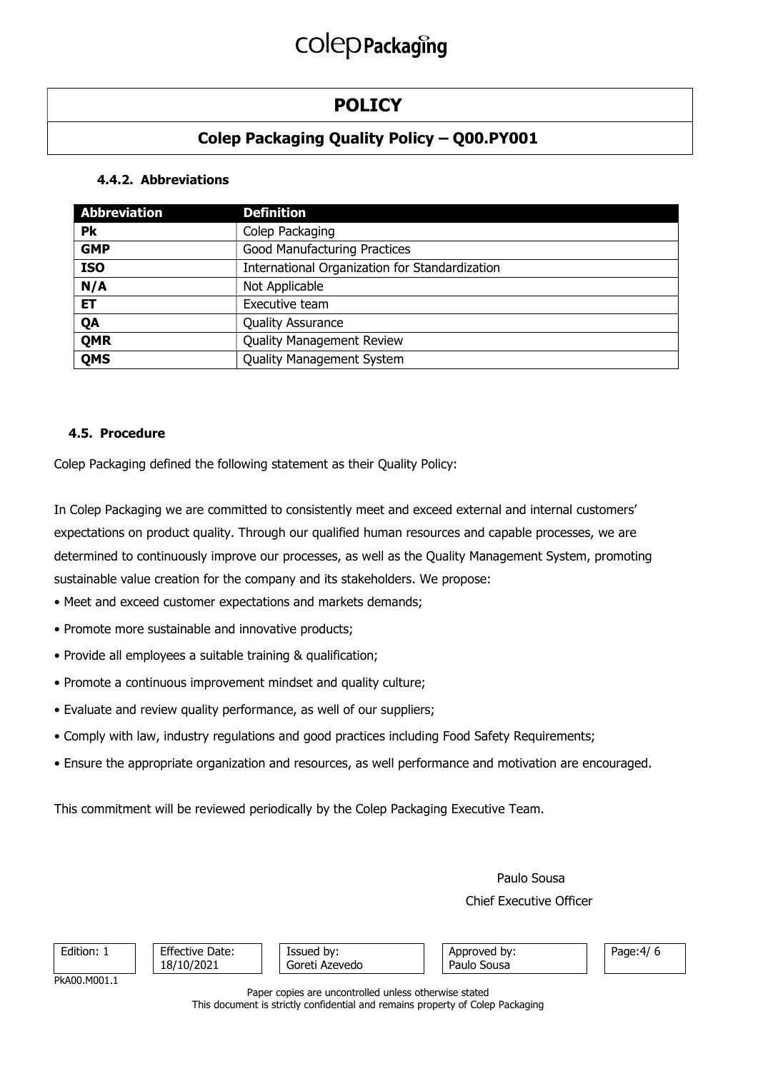#### 4.4.2. Abbreviations

| Abbreviation | Definition |
|---|---|
| **Pk** | Colep Packaging |
| **GMP** | Good Manufacturing Practices |
| **ISO** | International Organization for Standardization |
| **N/A** | Not Applicable |
| **ET** | Executive team |
| **QA** | Quality Assurance |
| **QMR** | Quality Management Review |
| **QMS** | Quality Management System |

### 4.5. Procedure

Colep Packaging defined the following statement as their Quality Policy:

In Colep Packaging we are committed to consistently meet and exceed external and internal customers' expectations on product quality. Through our qualified human resources and capable processes, we are determined to continuously improve our processes, as well as the Quality Management System, promoting sustainable value creation for the company and its stakeholders. We propose:

- Meet and exceed customer expectations and markets demands;
- Promote more sustainable and innovative products;
- Provide all employees a suitable training & qualification;
- Promote a continuous improvement mindset and quality culture;
- Evaluate and review quality performance, as well of our suppliers;
- Comply with law, industry regulations and good practices including Food Safety Requirements;
- Ensure the appropriate organization and resources, as well performance and motivation are encouraged.

This commitment will be reviewed periodically by the Colep Packaging Executive Team.

Paulo Sousa
Chief Executive Officer

| Edition: 1 | Effective Date: 18/10/2021 | Issued by: Goreti Azevedo | Approved by: Paulo Sousa |
|---|---|---|---|

PkA00.M001.1

Paper copies are uncontrolled unless otherwise stated
This document is strictly confidential and remains property of Colep Packaging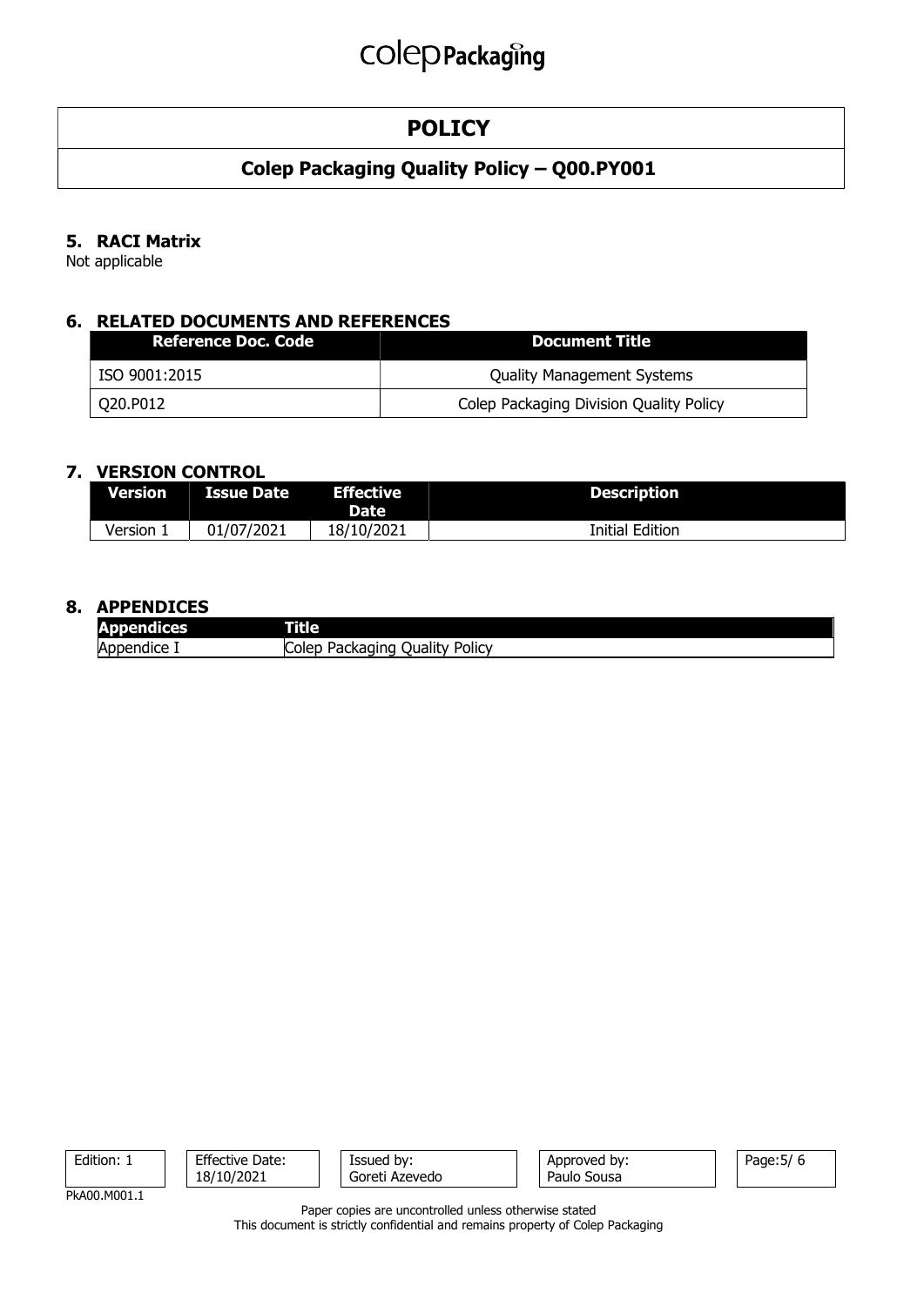## 5. RACI Matrix

Not applicable

## 6. RELATED DOCUMENTS AND REFERENCES

| Reference Doc. Code | Document Title |
| --- | --- |
| ISO 9001:2015 | Quality Management Systems |
| Q20.P012 | Colep Packaging Division Quality Policy |

## 7. VERSION CONTROL

| Version | Issue Date | Effective Date | Description |
| --- | --- | --- | --- |
| Version 1 | 01/07/2021 | 18/10/2021 | Initial Edition |

## 8. APPENDICES

| Appendices | Title |
| --- | --- |
| Appendice I | Colep Packaging Quality Policy |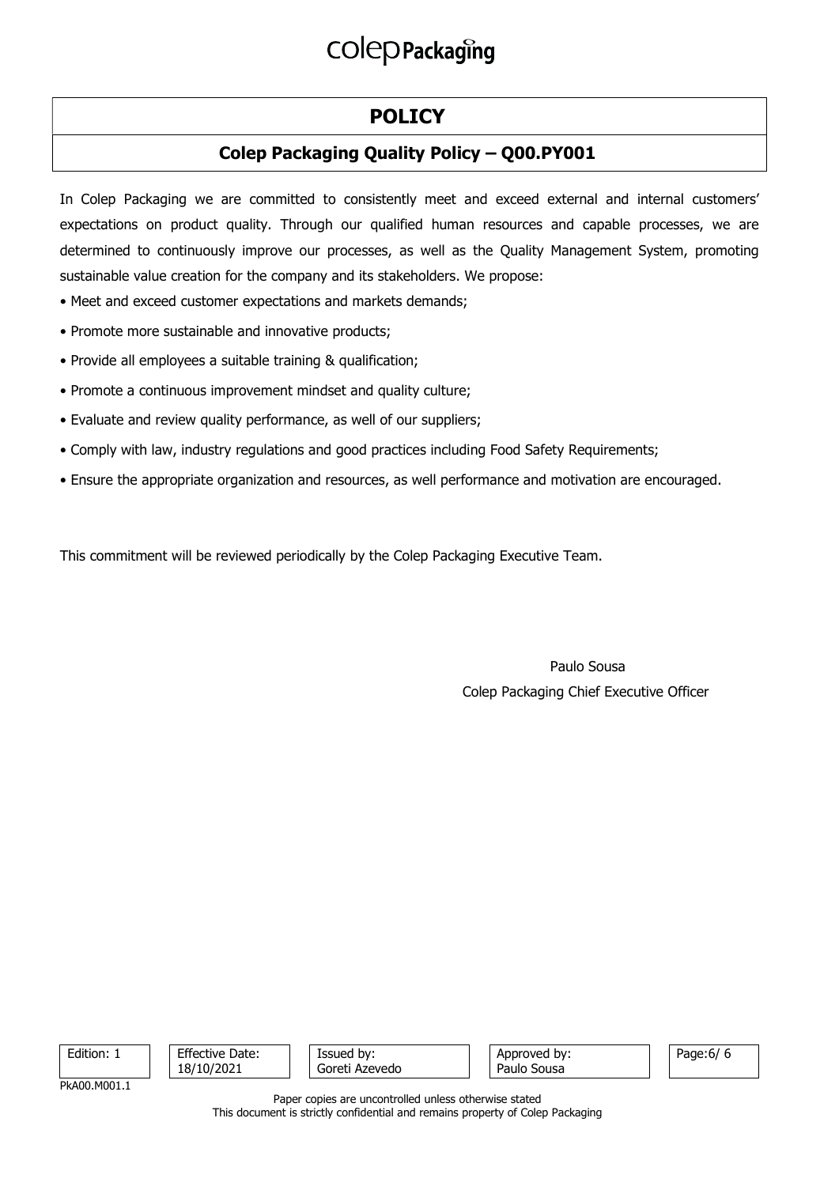# POLICY

## Colep Packaging Quality Policy – Q00.PY001

In Colep Packaging we are committed to consistently meet and exceed external and internal customers' expectations on product quality. Through our qualified human resources and capable processes, we are determined to continuously improve our processes, as well as the Quality Management System, promoting sustainable value creation for the company and its stakeholders. We propose:

- Meet and exceed customer expectations and markets demands;
- Promote more sustainable and innovative products;
- Provide all employees a suitable training & qualification;
- Promote a continuous improvement mindset and quality culture;
- Evaluate and review quality performance, as well of our suppliers;
- Comply with law, industry regulations and good practices including Food Safety Requirements;
- Ensure the appropriate organization and resources, as well performance and motivation are encouraged.

This commitment will be reviewed periodically by the Colep Packaging Executive Team.

Paulo Sousa
Colep Packaging Chief Executive Officer

| | | | | |
|---|---|---|---|---|
| Edition: 1 | Effective Date: 18/10/2021 | Issued by: Goreti Azevedo | Approved by: Paulo Sousa | Page:6/ 6 |

PkA00.M001.1

Paper copies are uncontrolled unless otherwise stated
This document is strictly confidential and remains property of Colep Packaging